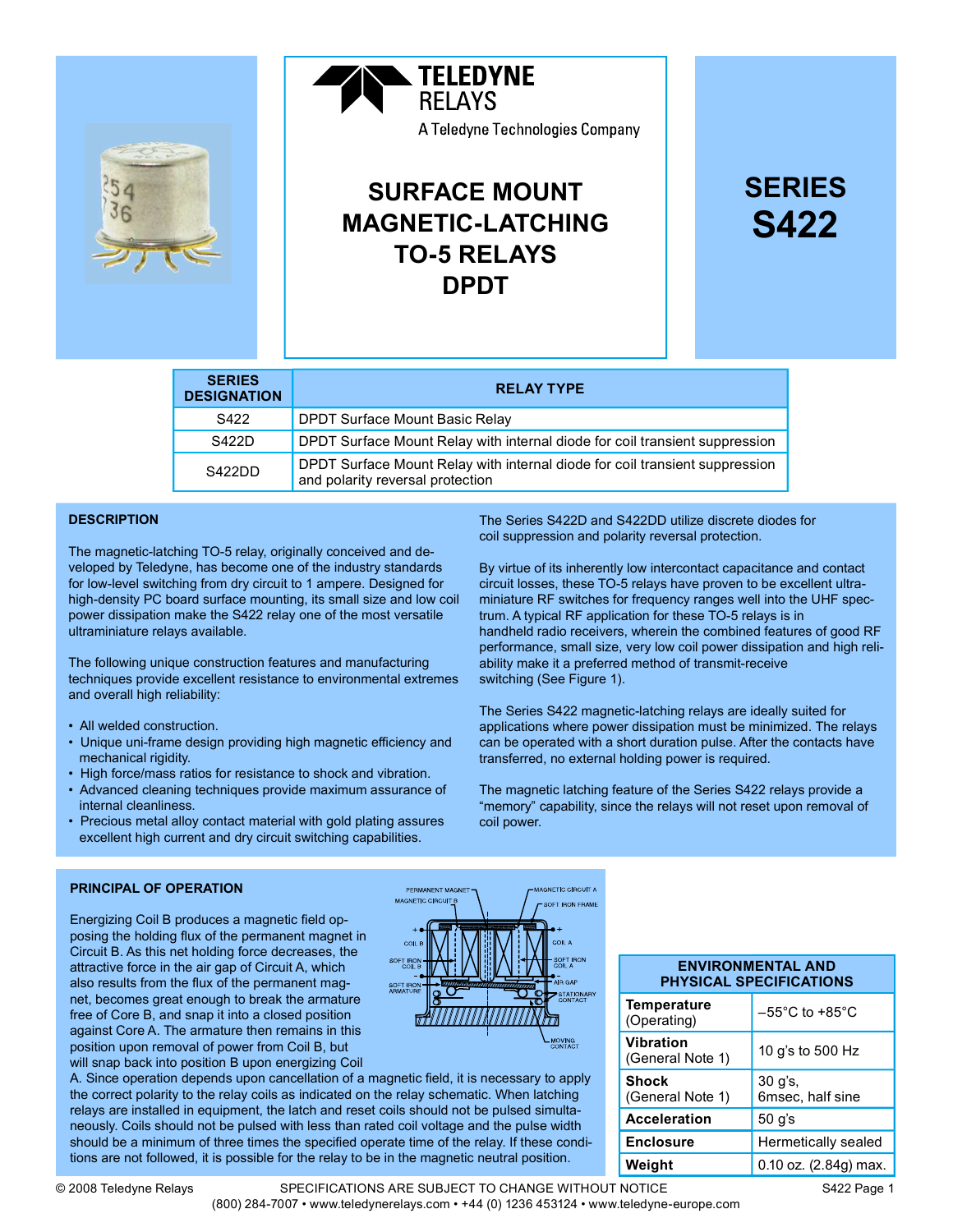TELEDYNE RELAYS

A Teledyne Technologies Company

# SURFACE MOUNT MAGNETIC-LATCHING TO-5 RELAYS DPDT

# SERIES S422

| SERIES DESIGNATION | RELAY TYPE |
|---|---|
| S422 | DPDT Surface Mount Basic Relay |
| S422D | DPDT Surface Mount Relay with internal diode for coil transient suppression |
| S422DD | DPDT Surface Mount Relay with internal diode for coil transient suppression and polarity reversal protection |

## DESCRIPTION

The magnetic-latching TO-5 relay, originally conceived and developed by Teledyne, has become one of the industry standards for low-level switching from dry circuit to 1 ampere. Designed for high-density PC board surface mounting, its small size and low coil power dissipation make the S422 relay one of the most versatile ultraminiature relays available.

The following unique construction features and manufacturing techniques provide excellent resistance to environmental extremes and overall high reliability:

- All welded construction.
- Unique uni-frame design providing high magnetic efficiency and mechanical rigidity.
- High force/mass ratios for resistance to shock and vibration.
- Advanced cleaning techniques provide maximum assurance of internal cleanliness.
- Precious metal alloy contact material with gold plating assures excellent high current and dry circuit switching capabilities.

The Series S422D and S422DD utilize discrete diodes for coil suppression and polarity reversal protection.

By virtue of its inherently low intercontact capacitance and contact circuit losses, these TO-5 relays have proven to be excellent ultraminiature RF switches for frequency ranges well into the UHF spectrum. A typical RF application for these TO-5 relays is in handheld radio receivers, wherein the combined features of good RF performance, small size, very low coil power dissipation and high reliability make it a preferred method of transmit-receive switching (See Figure 1).

The Series S422 magnetic-latching relays are ideally suited for applications where power dissipation must be minimized. The relays can be operated with a short duration pulse. After the contacts have transferred, no external holding power is required.

The magnetic latching feature of the Series S422 relays provide a "memory" capability, since the relays will not reset upon removal of coil power.

## PRINCIPAL OF OPERATION

Energizing Coil B produces a magnetic field opposing the holding flux of the permanent magnet in Circuit B. As this net holding force decreases, the attractive force in the air gap of Circuit A, which also results from the flux of the permanent magnet, becomes great enough to break the armature free of Core B, and snap it into a closed position against Core A. The armature then remains in this position upon removal of power from Coil B, but will snap back into position B upon energizing Coil A. Since operation depends upon cancellation of a magnetic field, it is necessary to apply the correct polarity to the relay coils as indicated on the relay schematic. When latching relays are installed in equipment, the latch and reset coils should not be pulsed simultaneously. Coils should not be pulsed with less than rated coil voltage and the pulse width should be a minimum of three times the specified operate time of the relay. If these conditions are not followed, it is possible for the relay to be in the magnetic neutral position.

| ENVIRONMENTAL AND PHYSICAL SPECIFICATIONS | |
|---|---|
| **Temperature** (Operating) | –55°C to +85°C |
| **Vibration** (General Note 1) | 10 g's to 500 Hz |
| **Shock** (General Note 1) | 30 g's, 6msec, half sine |
| **Acceleration** | 50 g's |
| **Enclosure** | Hermetically sealed |
| **Weight** | 0.10 oz. (2.84g) max. |

© 2008 Teledyne Relays SPECIFICATIONS ARE SUBJECT TO CHANGE WITHOUT NOTICE

(800) 284-7007 • www.teledynerelays.com • +44 (0) 1236 453124 • www.teledyne-europe.com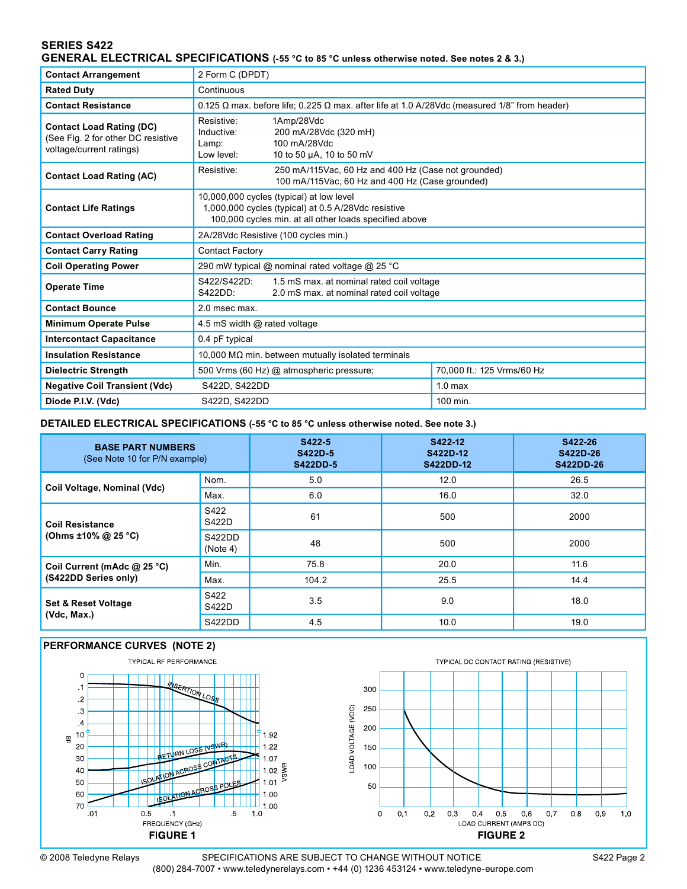## SERIES S422

### GENERAL ELECTRICAL SPECIFICATIONS (-55 °C to 85 °C unless otherwise noted. See notes 2 & 3.)

| | | |
|---|---|---|
| **Contact Arrangement** | 2 Form C (DPDT) | |
| **Rated Duty** | Continuous | |
| **Contact Resistance** | 0.125 Ω max. before life; 0.225 Ω max. after life at 1.0 A/28Vdc (measured 1/8" from header) | |
| **Contact Load Rating (DC)** (See Fig. 2 for other DC resistive voltage/current ratings) | Resistive: 1Amp/28Vdc<br>Inductive: 200 mA/28Vdc (320 mH)<br>Lamp: 100 mA/28Vdc<br>Low level: 10 to 50 µA, 10 to 50 mV | |
| **Contact Load Rating (AC)** | Resistive: 250 mA/115Vac, 60 Hz and 400 Hz (Case not grounded)<br>100 mA/115Vac, 60 Hz and 400 Hz (Case grounded) | |
| **Contact Life Ratings** | 10,000,000 cycles (typical) at low level<br>1,000,000 cycles (typical) at 0.5 A/28Vdc resistive<br>100,000 cycles min. at all other loads specified above | |
| **Contact Overload Rating** | 2A/28Vdc Resistive (100 cycles min.) | |
| **Contact Carry Rating** | Contact Factory | |
| **Coil Operating Power** | 290 mW typical @ nominal rated voltage @ 25 °C | |
| **Operate Time** | S422/S422D: 1.5 mS max. at nominal rated coil voltage<br>S422DD: 2.0 mS max. at nominal rated coil voltage | |
| **Contact Bounce** | 2.0 msec max. | |
| **Minimum Operate Pulse** | 4.5 mS width @ rated voltage | |
| **Intercontact Capacitance** | 0.4 pF typical | |
| **Insulation Resistance** | 10,000 MΩ min. between mutually isolated terminals | |
| **Dielectric Strength** | 500 Vrms (60 Hz) @ atmospheric pressure; | 70,000 ft.: 125 Vrms/60 Hz |
| **Negative Coil Transient (Vdc)** | S422D, S422DD | 1.0 max |
| **Diode P.I.V. (Vdc)** | S422D, S422DD | 100 min. |

### DETAILED ELECTRICAL SPECIFICATIONS (-55 °C to 85 °C unless otherwise noted. See note 3.)

| **BASE PART NUMBERS** (See Note 10 for P/N example) | | **S422-5 S422D-5 S422DD-5** | **S422-12 S422D-12 S422DD-12** | **S422-26 S422D-26 S422DD-26** |
|---|---|---|---|---|
| **Coil Voltage, Nominal (Vdc)** | Nom. | 5.0 | 12.0 | 26.5 |
| | Max. | 6.0 | 16.0 | 32.0 |
| **Coil Resistance (Ohms ±10% @ 25 °C)** | S422 S422D | 61 | 500 | 2000 |
| | S422DD (Note 4) | 48 | 500 | 2000 |
| **Coil Current (mAdc @ 25 °C) (S422DD Series only)** | Min. | 75.8 | 20.0 | 11.6 |
| | Max. | 104.2 | 25.5 | 14.4 |
| **Set & Reset Voltage (Vdc, Max.)** | S422 S422D | 3.5 | 9.0 | 18.0 |
| | S422DD | 4.5 | 10.0 | 19.0 |

### PERFORMANCE CURVES (NOTE 2)

TYPICAL RF PERFORMANCE

FIGURE 1

TYPICAL DC CONTACT RATING (RESISTIVE)

FIGURE 2

© 2008 Teledyne Relays SPECIFICATIONS ARE SUBJECT TO CHANGE WITHOUT NOTICE

(800) 284-7007 • www.teledynerelays.com • +44 (0) 1236 453124 • www.teledyne-europe.com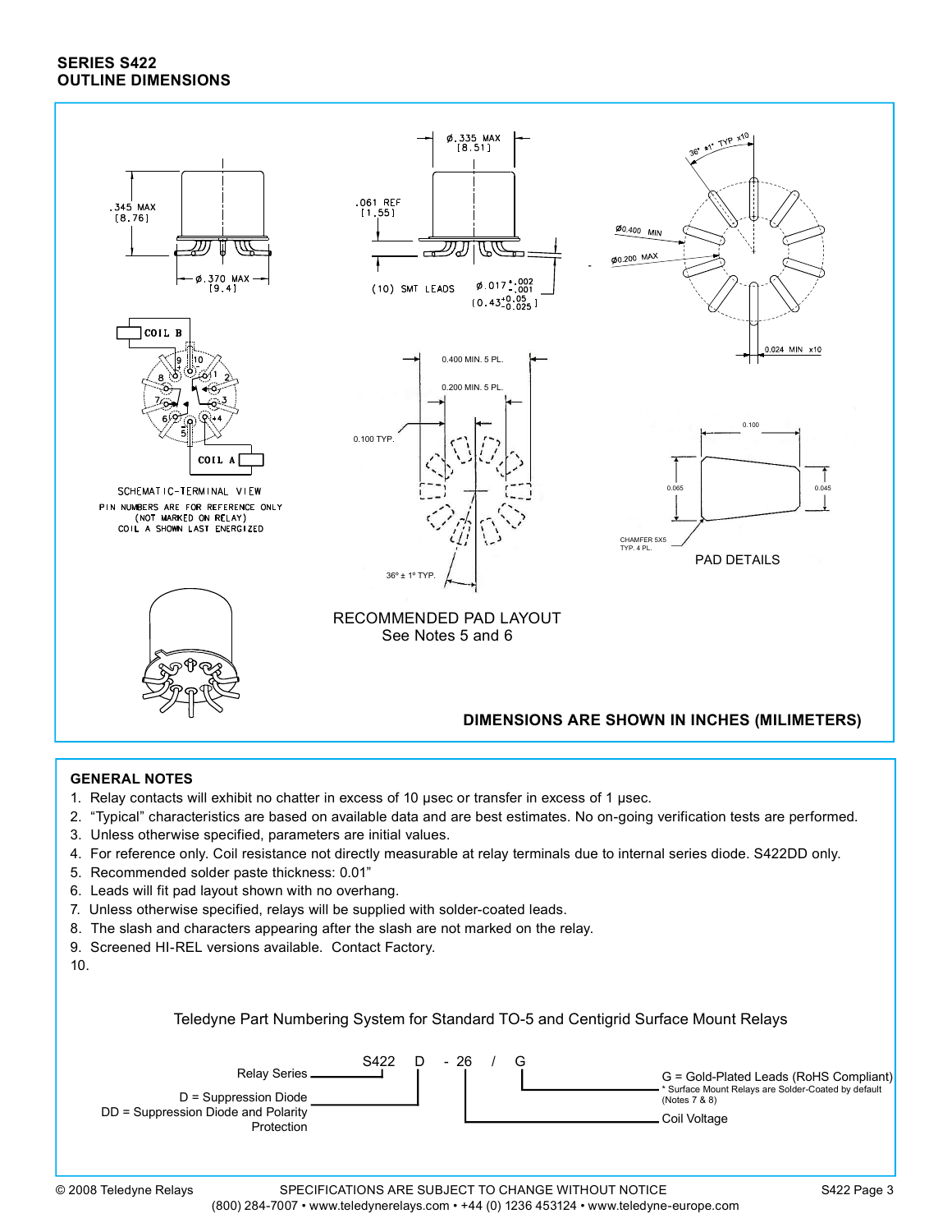## SERIES S422
## OUTLINE DIMENSIONS

.345 MAX
[8.76]

Ø.370 MAX
[9.4]

Ø.335 MAX
[8.51]

.061 REF
[1.55]

(10) SMT LEADS

Ø.017 $^{+.002}_{-.001}$
[0.43 $^{+0.05}_{-0.025}$]

36° ±1° TYP x10

Ø0.400 MIN

Ø0.200 MAX

0.024 MIN x10

COIL B

COIL A

SCHEMATIC-TERMINAL VIEW
PIN NUMBERS ARE FOR REFERENCE ONLY
(NOT MARKED ON RELAY)
COIL A SHOWN LAST ENERGIZED

0.400 MIN. 5 PL.

0.200 MIN. 5 PL.

0.100 TYP.

36° ± 1° TYP.

RECOMMENDED PAD LAYOUT
See Notes 5 and 6

0.100

0.065

0.045

CHAMFER 5X5
TYP. 4 PL.

PAD DETAILS

**DIMENSIONS ARE SHOWN IN INCHES (MILIMETERS)**

### GENERAL NOTES

1. Relay contacts will exhibit no chatter in excess of 10 µsec or transfer in excess of 1 µsec.
2. “Typical” characteristics are based on available data and are best estimates. No on-going verification tests are performed.
3. Unless otherwise specified, parameters are initial values.
4. For reference only. Coil resistance not directly measurable at relay terminals due to internal series diode. S422DD only.
5. Recommended solder paste thickness: 0.01”
6. Leads will fit pad layout shown with no overhang.
7. Unless otherwise specified, relays will be supplied with solder-coated leads.
8. The slash and characters appearing after the slash are not marked on the relay.
9. Screened HI-REL versions available. Contact Factory.
10.

Teledyne Part Numbering System for Standard TO-5 and Centigrid Surface Mount Relays

S422 D - 26 / G

Relay Series

D = Suppression Diode
DD = Suppression Diode and Polarity Protection

Coil Voltage

G = Gold-Plated Leads (RoHS Compliant)
* Surface Mount Relays are Solder-Coated by default (Notes 7 & 8)

© 2008 Teledyne Relays SPECIFICATIONS ARE SUBJECT TO CHANGE WITHOUT NOTICE
(800) 284-7007 • www.teledynerelays.com • +44 (0) 1236 453124 • www.teledyne-europe.com